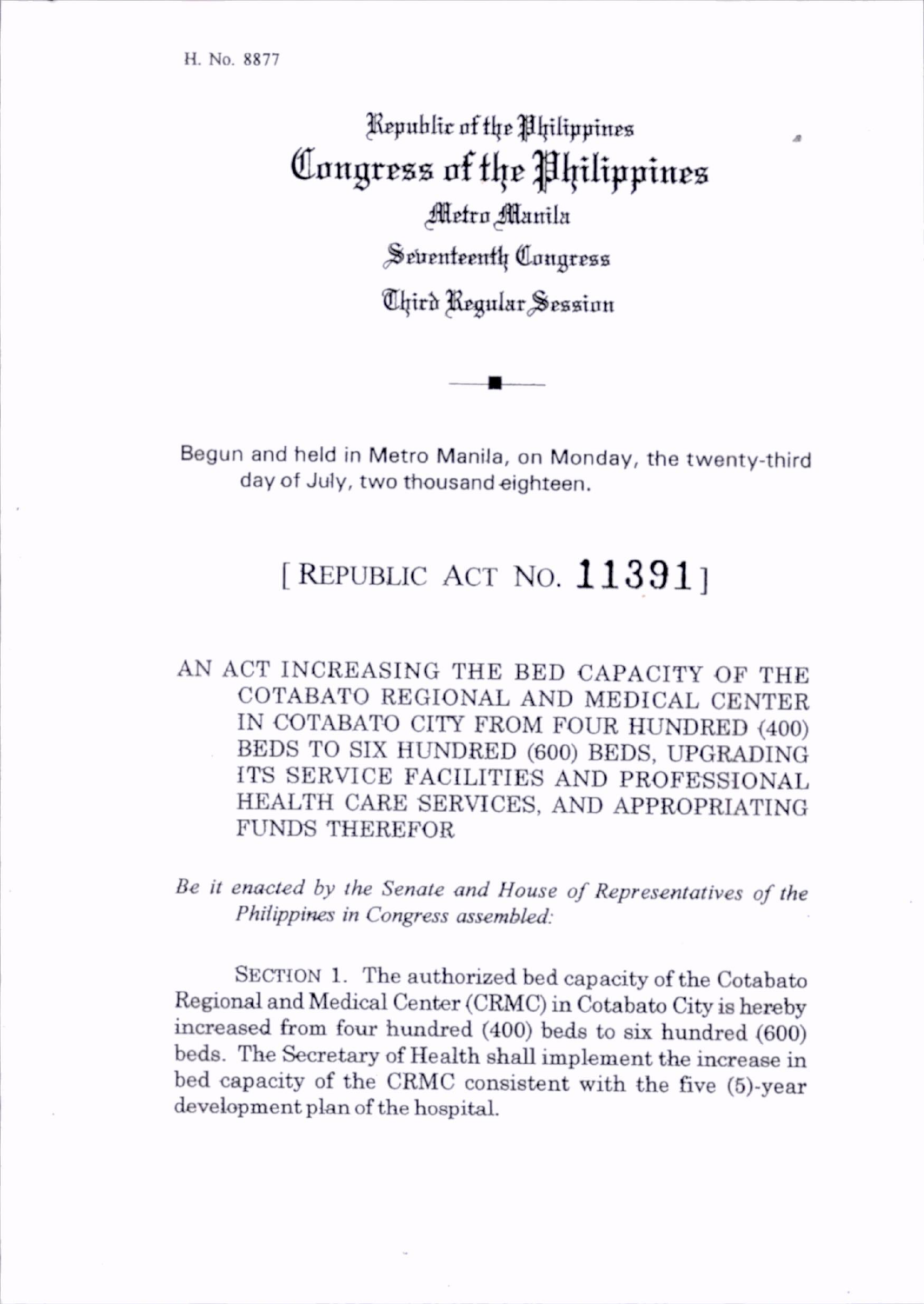H. No. 8877

Republic of the Philippines

# Congress of the Philippines

Metro Manila

Seventeenth Congress

Third Regular Session

Begun and held in Metro Manila, on Monday, the twenty-third day of July, two thousand eighteen.

## [ REPUBLIC ACT NO. 11391 ]

AN ACT INCREASING THE BED CAPACITY OF THE COTABATO REGIONAL AND MEDICAL CENTER IN COTABATO CITY FROM FOUR HUNDRED (400) BEDS TO SIX HUNDRED (600) BEDS, UPGRADING ITS SERVICE FACILITIES AND PROFESSIONAL HEALTH CARE SERVICES, AND APPROPRIATING FUNDS THEREFOR

*Be it enacted by the Senate and House of Representatives of the Philippines in Congress assembled:*

SECTION 1. The authorized bed capacity of the Cotabato Regional and Medical Center (CRMC) in Cotabato City is hereby increased from four hundred (400) beds to six hundred (600) beds. The Secretary of Health shall implement the increase in bed capacity of the CRMC consistent with the five (5)-year development plan of the hospital.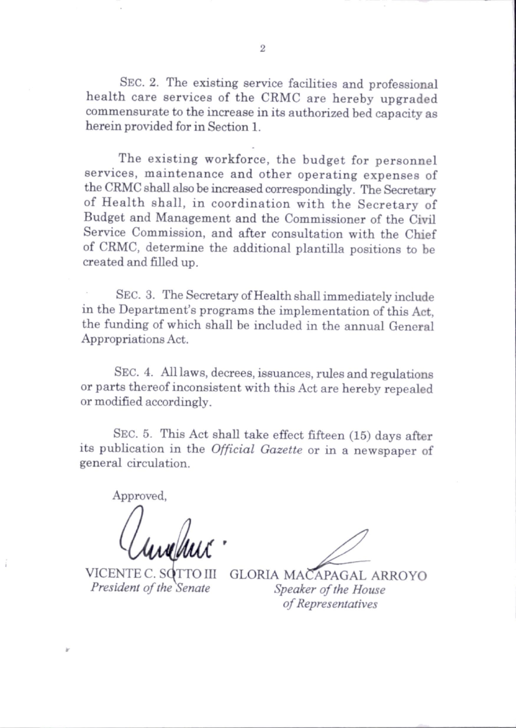SEC. 2. The existing service facilities and professional health care services of the CRMC are hereby upgraded commensurate to the increase in its authorized bed capacity as herein provided for in Section 1.

The existing workforce, the budget for personnel services, maintenance and other operating expenses of the CRMC shall also be increased correspondingly. The Secretary of Health shall, in coordination with the Secretary of Budget and Management and the Commissioner of the Civil Service Commission, and after consultation with the Chief of CRMC, determine the additional plantilla positions to be created and filled up.

SEC. 3. The Secretary of Health shall immediately include in the Department's programs the implementation of this Act, the funding of which shall be included in the annual General Appropriations Act.

SEC. 4. All laws, decrees, issuances, rules and regulations or parts thereof inconsistent with this Act are hereby repealed or modified accordingly.

SEC. 5. This Act shall take effect fifteen (15) days after its publication in the *Official Gazette* or in a newspaper of general circulation.

Approved,

| | |
|---|---|
| VICENTE C. SOTTO III | GLORIA MACAPAGAL ARROYO |
| *President of the Senate* | *Speaker of the House of Representatives* |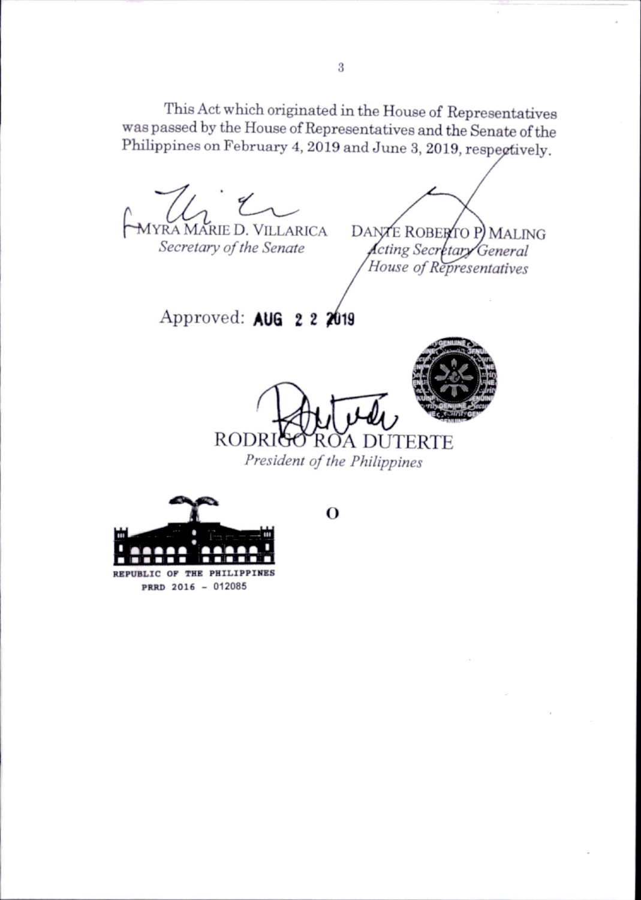This Act which originated in the House of Representatives was passed by the House of Representatives and the Senate of the Philippines on February 4, 2019 and June 3, 2019, respectively.

MYRA MARIE D. VILLARICA
*Secretary of the Senate*

DANTE ROBERTO P. MALING
*Acting Secretary General*
*House of Representatives*

Approved: **AUG 22 2019**

RODRIGO ROA DUTERTE
*President of the Philippines*

O

REPUBLIC OF THE PHILIPPINES
PRRD 2016 - 012085